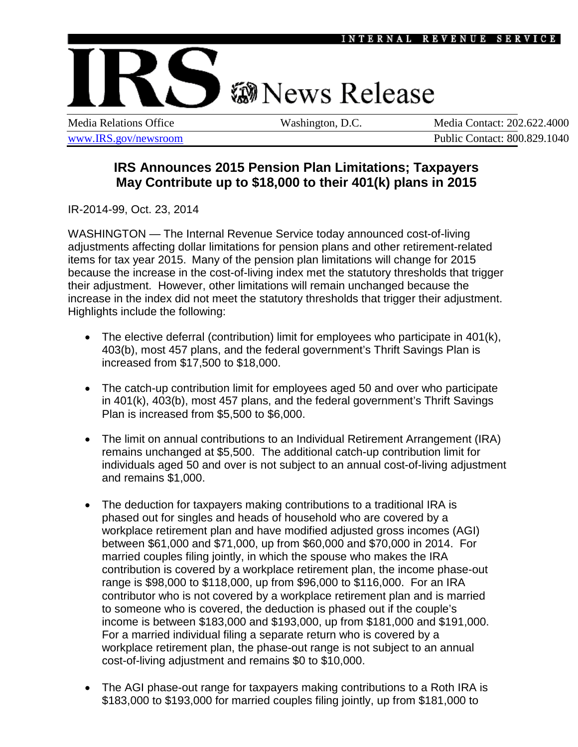INTERNAL REVENUE SERVICE

# IRS News Release

Media Relations Office | Washington, D.C. | Media Contact: 202.622.4000
www.IRS.gov/newsroom | Public Contact: 800.829.1040

## IRS Announces 2015 Pension Plan Limitations; Taxpayers May Contribute up to $18,000 to their 401(k) plans in 2015

IR-2014-99, Oct. 23, 2014

WASHINGTON — The Internal Revenue Service today announced cost-of-living adjustments affecting dollar limitations for pension plans and other retirement-related items for tax year 2015. Many of the pension plan limitations will change for 2015 because the increase in the cost-of-living index met the statutory thresholds that trigger their adjustment. However, other limitations will remain unchanged because the increase in the index did not meet the statutory thresholds that trigger their adjustment. Highlights include the following:

- The elective deferral (contribution) limit for employees who participate in 401(k), 403(b), most 457 plans, and the federal government's Thrift Savings Plan is increased from $17,500 to $18,000.

- The catch-up contribution limit for employees aged 50 and over who participate in 401(k), 403(b), most 457 plans, and the federal government's Thrift Savings Plan is increased from $5,500 to $6,000.

- The limit on annual contributions to an Individual Retirement Arrangement (IRA) remains unchanged at $5,500. The additional catch-up contribution limit for individuals aged 50 and over is not subject to an annual cost-of-living adjustment and remains $1,000.

- The deduction for taxpayers making contributions to a traditional IRA is phased out for singles and heads of household who are covered by a workplace retirement plan and have modified adjusted gross incomes (AGI) between $61,000 and $71,000, up from $60,000 and $70,000 in 2014. For married couples filing jointly, in which the spouse who makes the IRA contribution is covered by a workplace retirement plan, the income phase-out range is $98,000 to $118,000, up from $96,000 to $116,000. For an IRA contributor who is not covered by a workplace retirement plan and is married to someone who is covered, the deduction is phased out if the couple's income is between $183,000 and $193,000, up from $181,000 and $191,000. For a married individual filing a separate return who is covered by a workplace retirement plan, the phase-out range is not subject to an annual cost-of-living adjustment and remains $0 to $10,000.

- The AGI phase-out range for taxpayers making contributions to a Roth IRA is $183,000 to $193,000 for married couples filing jointly, up from $181,000 to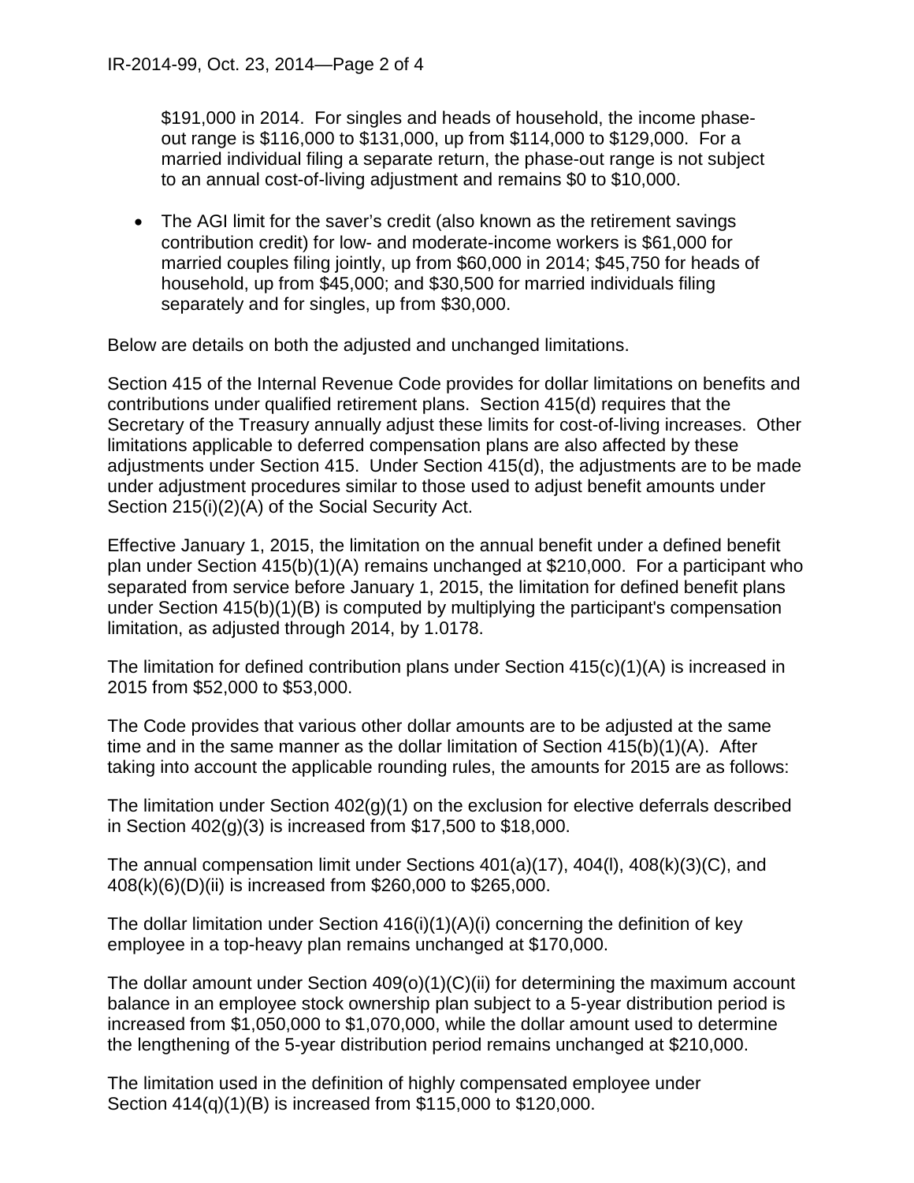$191,000 in 2014. For singles and heads of household, the income phase-out range is $116,000 to $131,000, up from $114,000 to $129,000. For a married individual filing a separate return, the phase-out range is not subject to an annual cost-of-living adjustment and remains $0 to $10,000.

- The AGI limit for the saver's credit (also known as the retirement savings contribution credit) for low- and moderate-income workers is $61,000 for married couples filing jointly, up from $60,000 in 2014; $45,750 for heads of household, up from $45,000; and $30,500 for married individuals filing separately and for singles, up from $30,000.

Below are details on both the adjusted and unchanged limitations.

Section 415 of the Internal Revenue Code provides for dollar limitations on benefits and contributions under qualified retirement plans. Section 415(d) requires that the Secretary of the Treasury annually adjust these limits for cost-of-living increases. Other limitations applicable to deferred compensation plans are also affected by these adjustments under Section 415. Under Section 415(d), the adjustments are to be made under adjustment procedures similar to those used to adjust benefit amounts under Section 215(i)(2)(A) of the Social Security Act.

Effective January 1, 2015, the limitation on the annual benefit under a defined benefit plan under Section 415(b)(1)(A) remains unchanged at $210,000. For a participant who separated from service before January 1, 2015, the limitation for defined benefit plans under Section 415(b)(1)(B) is computed by multiplying the participant's compensation limitation, as adjusted through 2014, by 1.0178.

The limitation for defined contribution plans under Section 415(c)(1)(A) is increased in 2015 from $52,000 to $53,000.

The Code provides that various other dollar amounts are to be adjusted at the same time and in the same manner as the dollar limitation of Section 415(b)(1)(A). After taking into account the applicable rounding rules, the amounts for 2015 are as follows:

The limitation under Section 402(g)(1) on the exclusion for elective deferrals described in Section 402(g)(3) is increased from $17,500 to $18,000.

The annual compensation limit under Sections 401(a)(17), 404(l), 408(k)(3)(C), and 408(k)(6)(D)(ii) is increased from $260,000 to $265,000.

The dollar limitation under Section 416(i)(1)(A)(i) concerning the definition of key employee in a top-heavy plan remains unchanged at $170,000.

The dollar amount under Section 409(o)(1)(C)(ii) for determining the maximum account balance in an employee stock ownership plan subject to a 5-year distribution period is increased from $1,050,000 to $1,070,000, while the dollar amount used to determine the lengthening of the 5-year distribution period remains unchanged at $210,000.

The limitation used in the definition of highly compensated employee under Section 414(q)(1)(B) is increased from $115,000 to $120,000.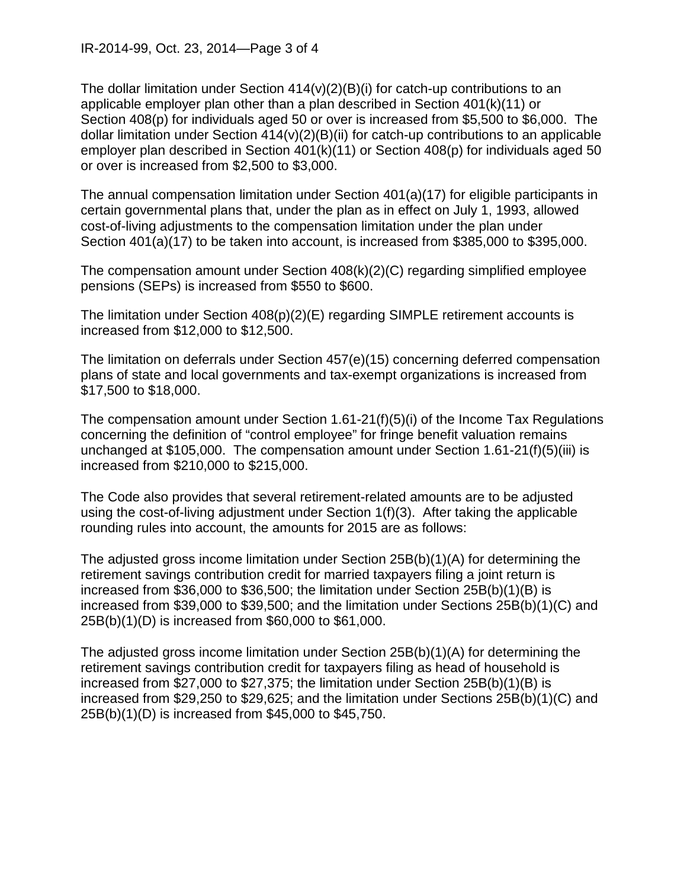The dollar limitation under Section 414(v)(2)(B)(i) for catch-up contributions to an applicable employer plan other than a plan described in Section 401(k)(11) or Section 408(p) for individuals aged 50 or over is increased from $5,500 to $6,000. The dollar limitation under Section 414(v)(2)(B)(ii) for catch-up contributions to an applicable employer plan described in Section 401(k)(11) or Section 408(p) for individuals aged 50 or over is increased from $2,500 to $3,000.

The annual compensation limitation under Section 401(a)(17) for eligible participants in certain governmental plans that, under the plan as in effect on July 1, 1993, allowed cost-of-living adjustments to the compensation limitation under the plan under Section 401(a)(17) to be taken into account, is increased from $385,000 to $395,000.

The compensation amount under Section 408(k)(2)(C) regarding simplified employee pensions (SEPs) is increased from $550 to $600.

The limitation under Section 408(p)(2)(E) regarding SIMPLE retirement accounts is increased from $12,000 to $12,500.

The limitation on deferrals under Section 457(e)(15) concerning deferred compensation plans of state and local governments and tax-exempt organizations is increased from $17,500 to $18,000.

The compensation amount under Section 1.61-21(f)(5)(i) of the Income Tax Regulations concerning the definition of "control employee" for fringe benefit valuation remains unchanged at $105,000. The compensation amount under Section 1.61-21(f)(5)(iii) is increased from $210,000 to $215,000.

The Code also provides that several retirement-related amounts are to be adjusted using the cost-of-living adjustment under Section 1(f)(3). After taking the applicable rounding rules into account, the amounts for 2015 are as follows:

The adjusted gross income limitation under Section 25B(b)(1)(A) for determining the retirement savings contribution credit for married taxpayers filing a joint return is increased from $36,000 to $36,500; the limitation under Section 25B(b)(1)(B) is increased from $39,000 to $39,500; and the limitation under Sections 25B(b)(1)(C) and 25B(b)(1)(D) is increased from $60,000 to $61,000.

The adjusted gross income limitation under Section 25B(b)(1)(A) for determining the retirement savings contribution credit for taxpayers filing as head of household is increased from $27,000 to $27,375; the limitation under Section 25B(b)(1)(B) is increased from $29,250 to $29,625; and the limitation under Sections 25B(b)(1)(C) and 25B(b)(1)(D) is increased from $45,000 to $45,750.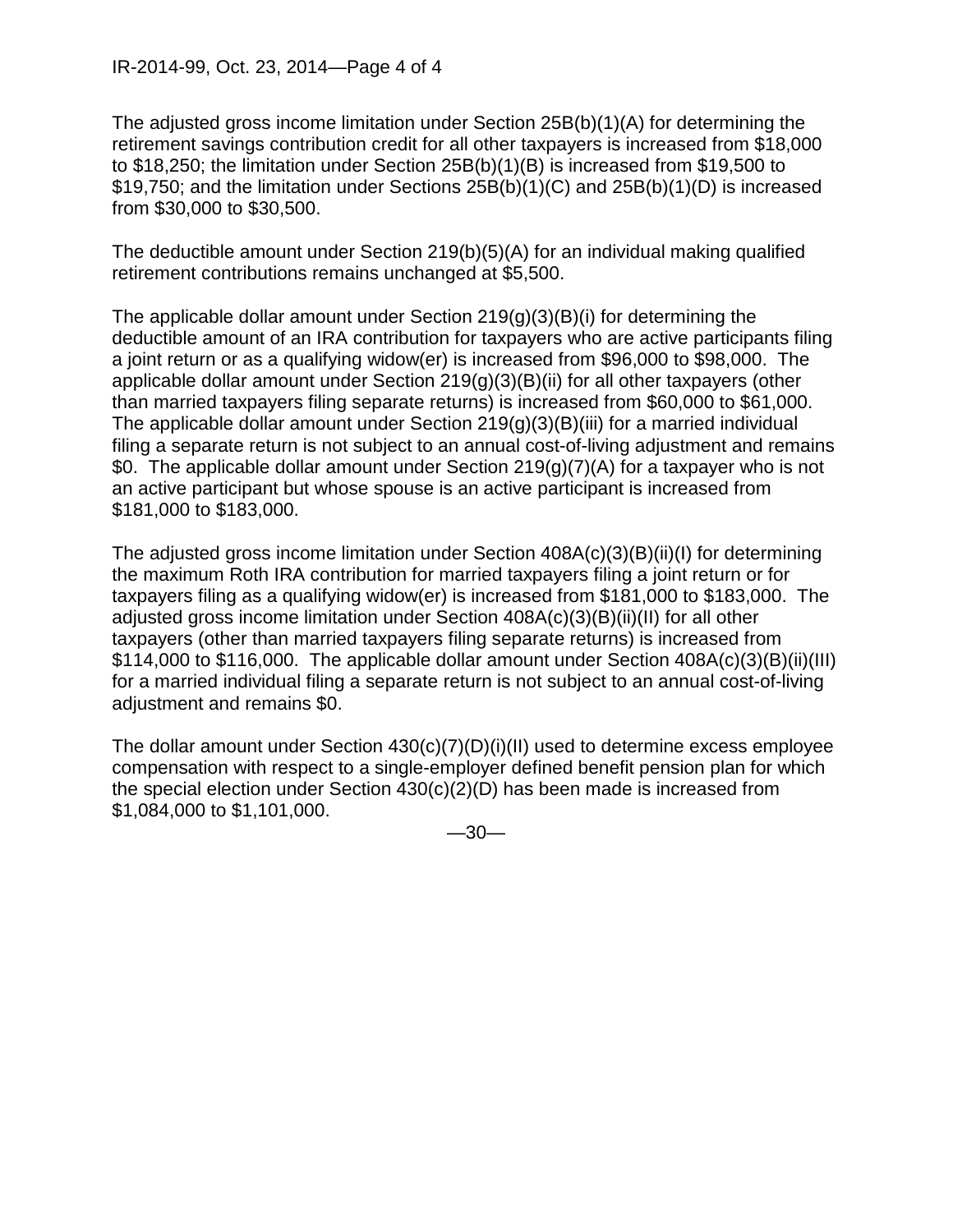The adjusted gross income limitation under Section 25B(b)(1)(A) for determining the retirement savings contribution credit for all other taxpayers is increased from $18,000 to $18,250; the limitation under Section 25B(b)(1)(B) is increased from $19,500 to $19,750; and the limitation under Sections 25B(b)(1)(C) and 25B(b)(1)(D) is increased from $30,000 to $30,500.

The deductible amount under Section 219(b)(5)(A) for an individual making qualified retirement contributions remains unchanged at $5,500.

The applicable dollar amount under Section 219(g)(3)(B)(i) for determining the deductible amount of an IRA contribution for taxpayers who are active participants filing a joint return or as a qualifying widow(er) is increased from $96,000 to $98,000. The applicable dollar amount under Section 219(g)(3)(B)(ii) for all other taxpayers (other than married taxpayers filing separate returns) is increased from $60,000 to $61,000. The applicable dollar amount under Section 219(g)(3)(B)(iii) for a married individual filing a separate return is not subject to an annual cost-of-living adjustment and remains $0. The applicable dollar amount under Section 219(g)(7)(A) for a taxpayer who is not an active participant but whose spouse is an active participant is increased from $181,000 to $183,000.

The adjusted gross income limitation under Section 408A(c)(3)(B)(ii)(I) for determining the maximum Roth IRA contribution for married taxpayers filing a joint return or for taxpayers filing as a qualifying widow(er) is increased from $181,000 to $183,000. The adjusted gross income limitation under Section 408A(c)(3)(B)(ii)(II) for all other taxpayers (other than married taxpayers filing separate returns) is increased from $114,000 to $116,000. The applicable dollar amount under Section 408A(c)(3)(B)(ii)(III) for a married individual filing a separate return is not subject to an annual cost-of-living adjustment and remains $0.

The dollar amount under Section 430(c)(7)(D)(i)(II) used to determine excess employee compensation with respect to a single-employer defined benefit pension plan for which the special election under Section 430(c)(2)(D) has been made is increased from $1,084,000 to $1,101,000.

—30—